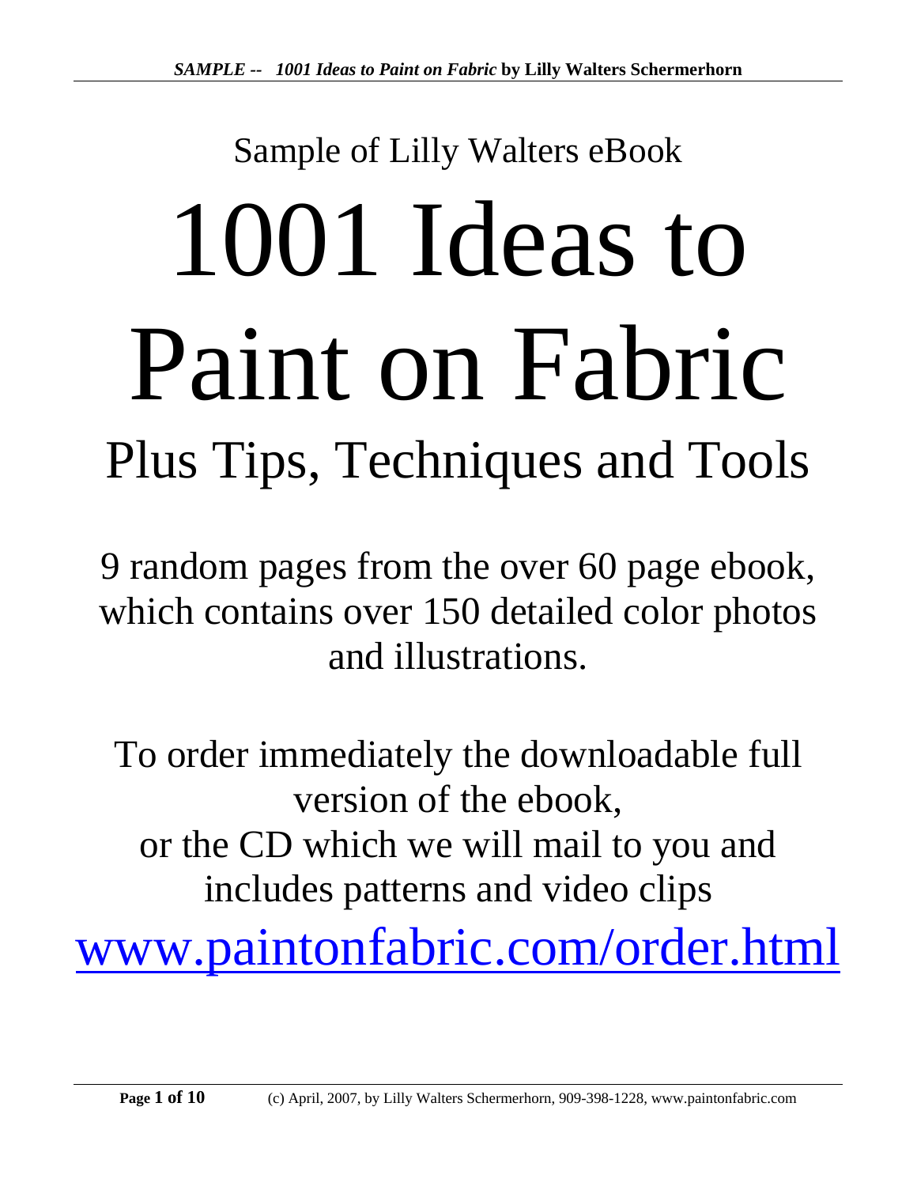Sample of Lilly Walters eBook

# 1001 Ideas to Paint on Fabric

## Plus Tips, Techniques and Tools

9 random pages from the over 60 page ebook, which contains over 150 detailed color photos and illustrations.

To order immediately the downloadable full version of the ebook,
or the CD which we will mail to you and includes patterns and video clips

[www.paintonfabric.com/order.html](http://www.paintonfabric.com/order.html)

(c) April, 2007, by Lilly Walters Schermerhorn, 909-398-1228, www.paintonfabric.com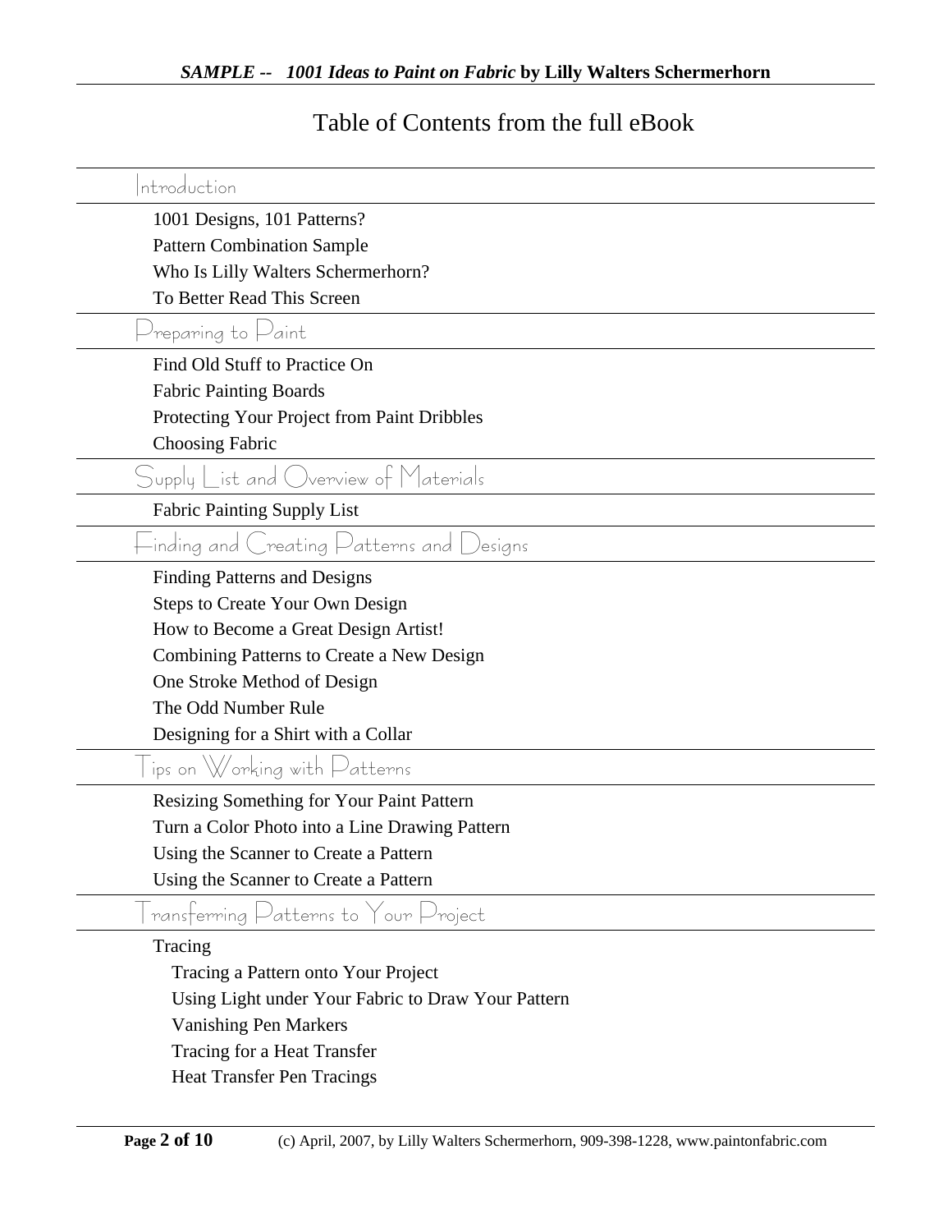# Table of Contents from the full eBook

## Introduction

- 1001 Designs, 101 Patterns?
- Pattern Combination Sample
- Who Is Lilly Walters Schermerhorn?
- To Better Read This Screen

## Preparing to Paint

- Find Old Stuff to Practice On
- Fabric Painting Boards
- Protecting Your Project from Paint Dribbles
- Choosing Fabric

## Supply List and Overview of Materials

- Fabric Painting Supply List

## Finding and Creating Patterns and Designs

- Finding Patterns and Designs
- Steps to Create Your Own Design
- How to Become a Great Design Artist!
- Combining Patterns to Create a New Design
- One Stroke Method of Design
- The Odd Number Rule
- Designing for a Shirt with a Collar

## Tips on Working with Patterns

- Resizing Something for Your Paint Pattern
- Turn a Color Photo into a Line Drawing Pattern
- Using the Scanner to Create a Pattern
- Using the Scanner to Create a Pattern

## Transferring Patterns to Your Project

- Tracing
  - Tracing a Pattern onto Your Project
  - Using Light under Your Fabric to Draw Your Pattern
  - Vanishing Pen Markers
  - Tracing for a Heat Transfer
  - Heat Transfer Pen Tracings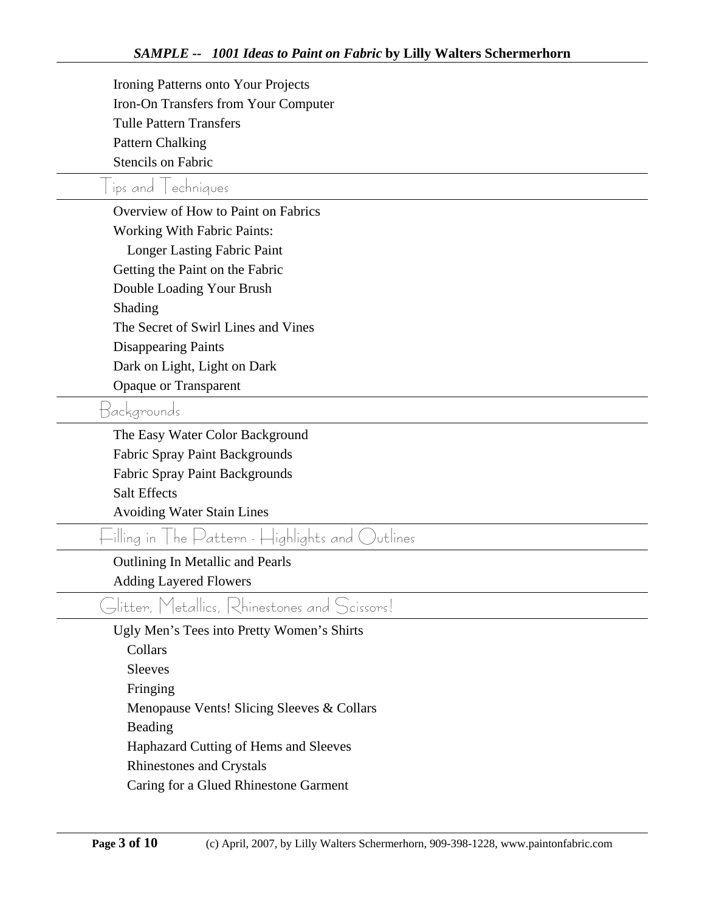Ironing Patterns onto Your Projects
Iron-On Transfers from Your Computer
Tulle Pattern Transfers
Pattern Chalking
Stencils on Fabric

## Tips and Techniques

Overview of How to Paint on Fabrics
Working With Fabric Paints:
  Longer Lasting Fabric Paint
Getting the Paint on the Fabric
Double Loading Your Brush
Shading
The Secret of Swirl Lines and Vines
Disappearing Paints
Dark on Light, Light on Dark
Opaque or Transparent

## Backgrounds

The Easy Water Color Background
Fabric Spray Paint Backgrounds
Fabric Spray Paint Backgrounds
Salt Effects
Avoiding Water Stain Lines

## Filling in The Pattern - Highlights and Outlines

Outlining In Metallic and Pearls
Adding Layered Flowers

## Glitter, Metallics, Rhinestones and Scissors!

Ugly Men's Tees into Pretty Women's Shirts
  Collars
  Sleeves
  Fringing
  Menopause Vents! Slicing Sleeves & Collars
  Beading
  Haphazard Cutting of Hems and Sleeves
  Rhinestones and Crystals
  Caring for a Glued Rhinestone Garment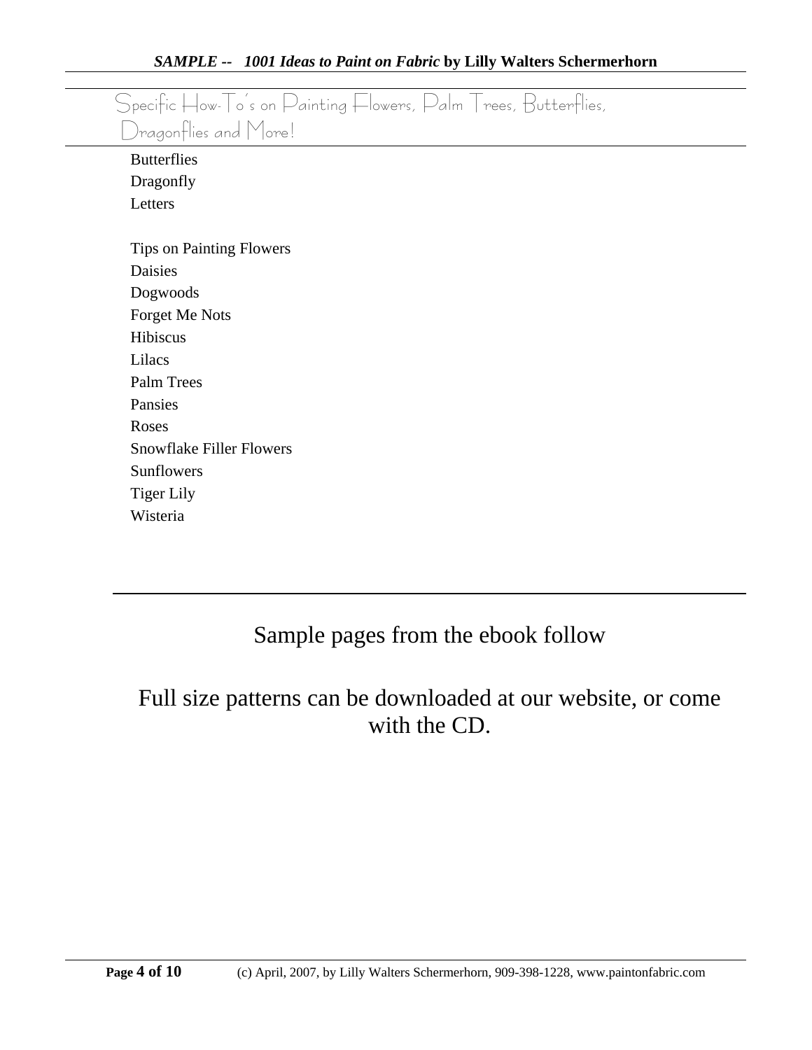## Specific How-To's on Painting Flowers, Palm Trees, Butterflies, Dragonflies and More!

Butterflies
Dragonfly
Letters

Tips on Painting Flowers
Daisies
Dogwoods
Forget Me Nots
Hibiscus
Lilacs
Palm Trees
Pansies
Roses
Snowflake Filler Flowers
Sunflowers
Tiger Lily
Wisteria

---

Sample pages from the ebook follow

Full size patterns can be downloaded at our website, or come with the CD.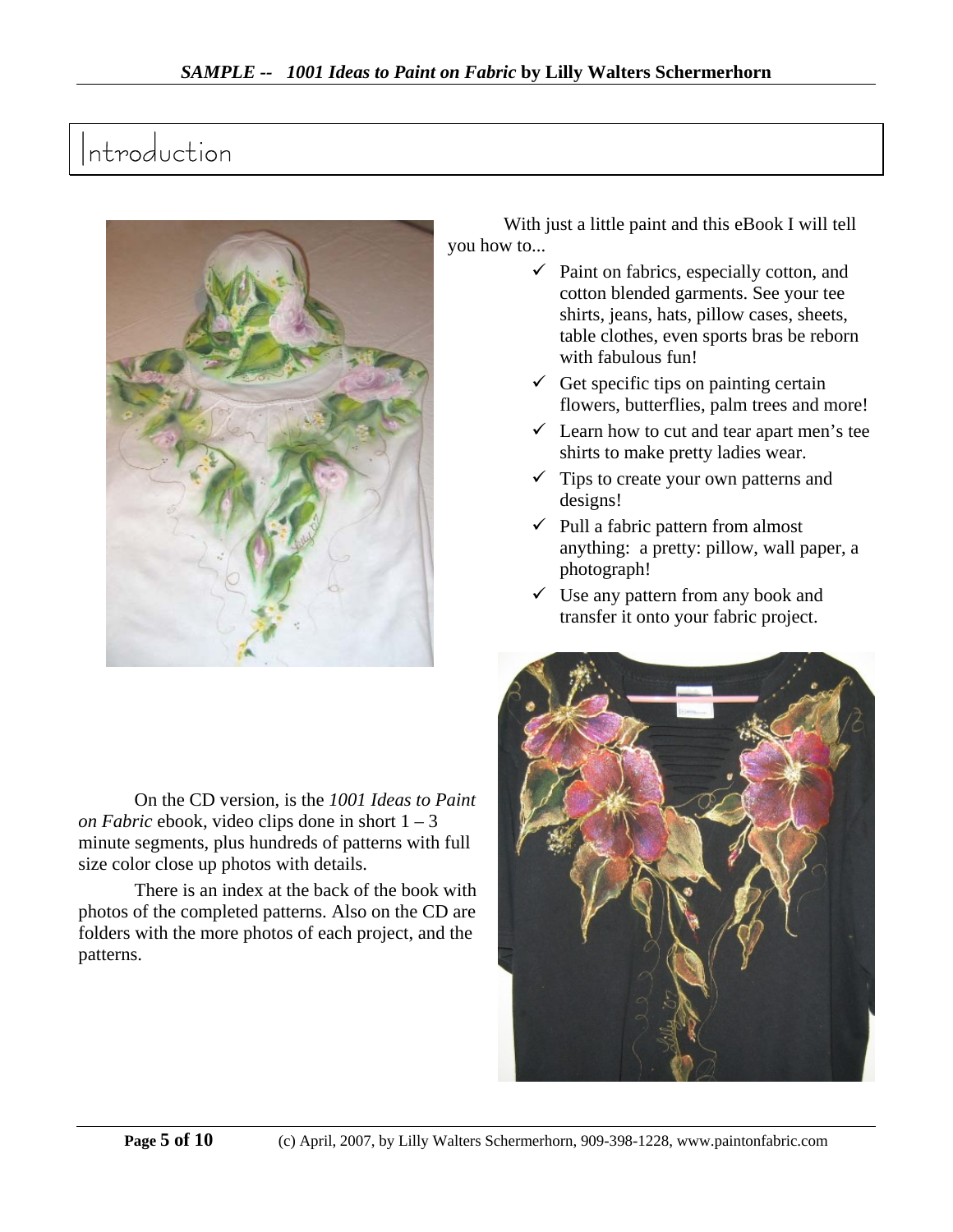# Introduction

With just a little paint and this eBook I will tell you how to...

- ✓ Paint on fabrics, especially cotton, and cotton blended garments. See your tee shirts, jeans, hats, pillow cases, sheets, table clothes, even sports bras be reborn with fabulous fun!
- ✓ Get specific tips on painting certain flowers, butterflies, palm trees and more!
- ✓ Learn how to cut and tear apart men's tee shirts to make pretty ladies wear.
- ✓ Tips to create your own patterns and designs!
- ✓ Pull a fabric pattern from almost anything: a pretty: pillow, wall paper, a photograph!
- ✓ Use any pattern from any book and transfer it onto your fabric project.

On the CD version, is the *1001 Ideas to Paint on Fabric* ebook, video clips done in short 1 – 3 minute segments, plus hundreds of patterns with full size color close up photos with details.

There is an index at the back of the book with photos of the completed patterns. Also on the CD are folders with the more photos of each project, and the patterns.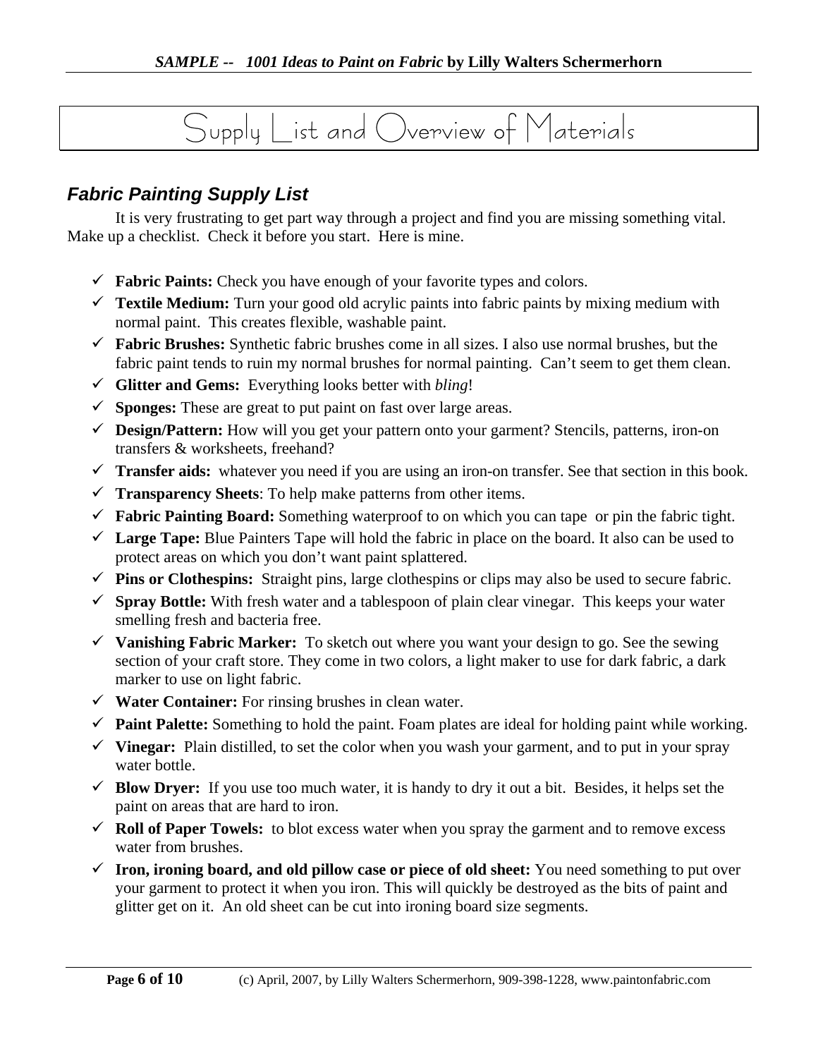# Supply List and Overview of Materials

## *Fabric Painting Supply List*

It is very frustrating to get part way through a project and find you are missing something vital. Make up a checklist. Check it before you start. Here is mine.

- ✓ **Fabric Paints:** Check you have enough of your favorite types and colors.
- ✓ **Textile Medium:** Turn your good old acrylic paints into fabric paints by mixing medium with normal paint. This creates flexible, washable paint.
- ✓ **Fabric Brushes:** Synthetic fabric brushes come in all sizes. I also use normal brushes, but the fabric paint tends to ruin my normal brushes for normal painting. Can't seem to get them clean.
- ✓ **Glitter and Gems:** Everything looks better with *bling*!
- ✓ **Sponges:** These are great to put paint on fast over large areas.
- ✓ **Design/Pattern:** How will you get your pattern onto your garment? Stencils, patterns, iron-on transfers & worksheets, freehand?
- ✓ **Transfer aids:** whatever you need if you are using an iron-on transfer. See that section in this book.
- ✓ **Transparency Sheets**: To help make patterns from other items.
- ✓ **Fabric Painting Board:** Something waterproof to on which you can tape or pin the fabric tight.
- ✓ **Large Tape:** Blue Painters Tape will hold the fabric in place on the board. It also can be used to protect areas on which you don't want paint splattered.
- ✓ **Pins or Clothespins:** Straight pins, large clothespins or clips may also be used to secure fabric.
- ✓ **Spray Bottle:** With fresh water and a tablespoon of plain clear vinegar. This keeps your water smelling fresh and bacteria free.
- ✓ **Vanishing Fabric Marker:** To sketch out where you want your design to go. See the sewing section of your craft store. They come in two colors, a light maker to use for dark fabric, a dark marker to use on light fabric.
- ✓ **Water Container:** For rinsing brushes in clean water.
- ✓ **Paint Palette:** Something to hold the paint. Foam plates are ideal for holding paint while working.
- ✓ **Vinegar:** Plain distilled, to set the color when you wash your garment, and to put in your spray water bottle.
- ✓ **Blow Dryer:** If you use too much water, it is handy to dry it out a bit. Besides, it helps set the paint on areas that are hard to iron.
- ✓ **Roll of Paper Towels:** to blot excess water when you spray the garment and to remove excess water from brushes.
- ✓ **Iron, ironing board, and old pillow case or piece of old sheet:** You need something to put over your garment to protect it when you iron. This will quickly be destroyed as the bits of paint and glitter get on it. An old sheet can be cut into ironing board size segments.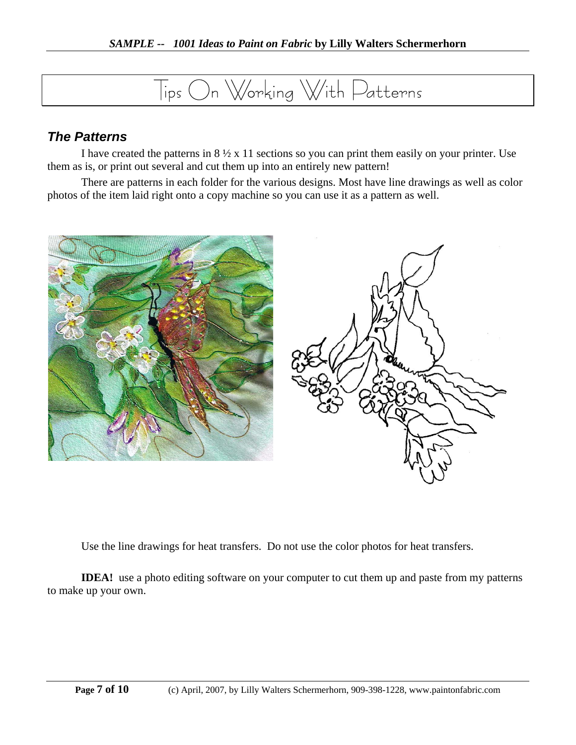# Tips On Working With Patterns

## *The Patterns*

I have created the patterns in 8 ½ x 11 sections so you can print them easily on your printer. Use them as is, or print out several and cut them up into an entirely new pattern!

There are patterns in each folder for the various designs. Most have line drawings as well as color photos of the item laid right onto a copy machine so you can use it as a pattern as well.

Use the line drawings for heat transfers. Do not use the color photos for heat transfers.

**IDEA!** use a photo editing software on your computer to cut them up and paste from my patterns to make up your own.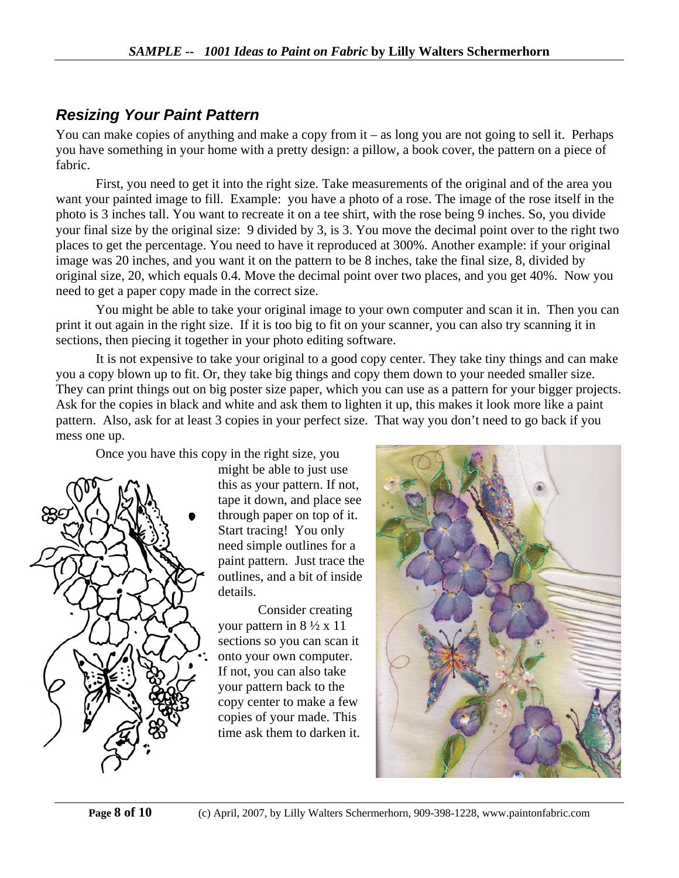## *Resizing Your Paint Pattern*

You can make copies of anything and make a copy from it – as long you are not going to sell it. Perhaps you have something in your home with a pretty design: a pillow, a book cover, the pattern on a piece of fabric.

First, you need to get it into the right size. Take measurements of the original and of the area you want your painted image to fill. Example: you have a photo of a rose. The image of the rose itself in the photo is 3 inches tall. You want to recreate it on a tee shirt, with the rose being 9 inches. So, you divide your final size by the original size: 9 divided by 3, is 3. You move the decimal point over to the right two places to get the percentage. You need to have it reproduced at 300%. Another example: if your original image was 20 inches, and you want it on the pattern to be 8 inches, take the final size, 8, divided by original size, 20, which equals 0.4. Move the decimal point over two places, and you get 40%. Now you need to get a paper copy made in the correct size.

You might be able to take your original image to your own computer and scan it in. Then you can print it out again in the right size. If it is too big to fit on your scanner, you can also try scanning it in sections, then piecing it together in your photo editing software.

It is not expensive to take your original to a good copy center. They take tiny things and can make you a copy blown up to fit. Or, they take big things and copy them down to your needed smaller size. They can print things out on big poster size paper, which you can use as a pattern for your bigger projects. Ask for the copies in black and white and ask them to lighten it up, this makes it look more like a paint pattern. Also, ask for at least 3 copies in your perfect size. That way you don't need to go back if you mess one up.

Once you have this copy in the right size, you might be able to just use this as your pattern. If not, tape it down, and place see through paper on top of it. Start tracing! You only need simple outlines for a paint pattern. Just trace the outlines, and a bit of inside details.

Consider creating your pattern in 8 ½ x 11 sections so you can scan it onto your own computer. If not, you can also take your pattern back to the copy center to make a few copies of your made. This time ask them to darken it.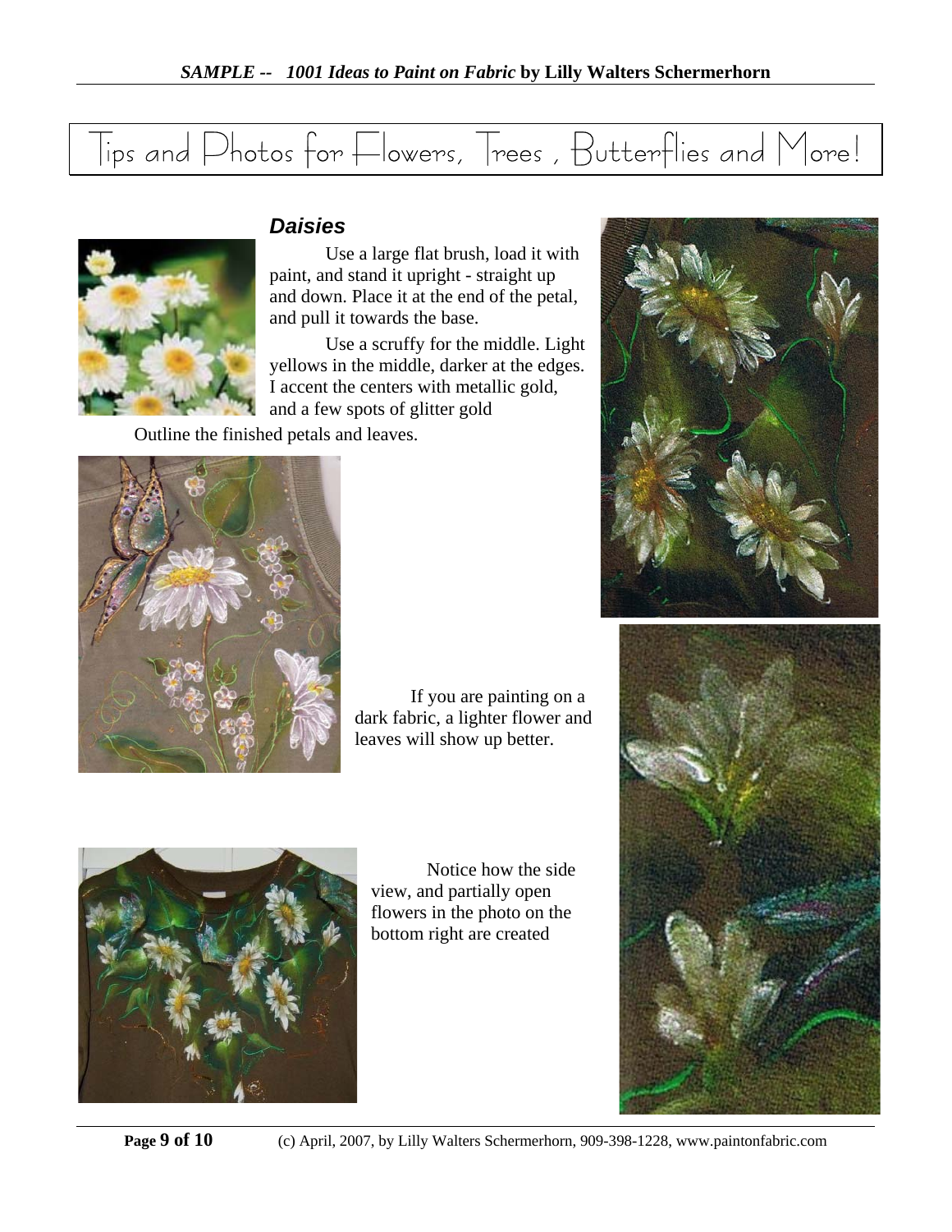# Tips and Photos for Flowers, Trees , Butterflies and More!

## *Daisies*

Use a large flat brush, load it with paint, and stand it upright - straight up and down. Place it at the end of the petal, and pull it towards the base.

Use a scruffy for the middle. Light yellows in the middle, darker at the edges. I accent the centers with metallic gold, and a few spots of glitter gold

Outline the finished petals and leaves.

If you are painting on a dark fabric, a lighter flower and leaves will show up better.

Notice how the side view, and partially open flowers in the photo on the bottom right are created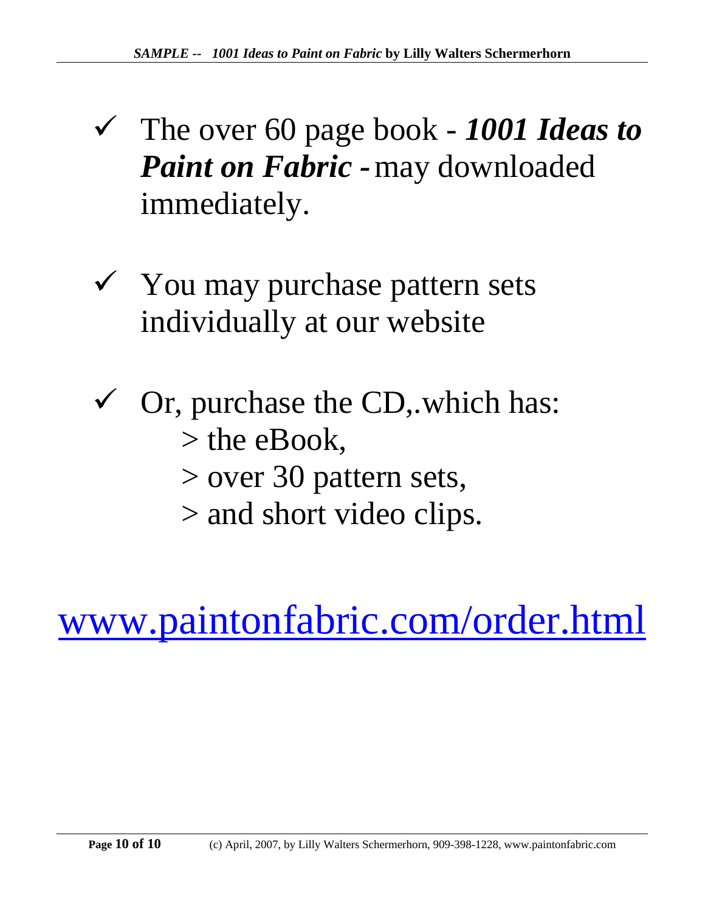- ✓ The over 60 page book - ***1001 Ideas to Paint on Fabric*** **-** may downloaded immediately.

- ✓ You may purchase pattern sets individually at our website

- ✓ Or, purchase the CD,.which has:
  > the eBook,
  > over 30 pattern sets,
  > and short video clips.

[www.paintonfabric.com/order.html](http://www.paintonfabric.com/order.html)

(c) April, 2007, by Lilly Walters Schermerhorn, 909-398-1228, www.paintonfabric.com